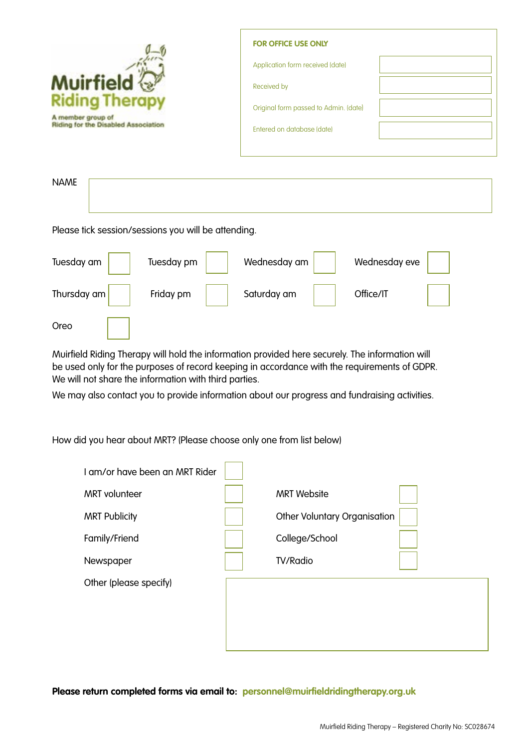**Muirfield Riding Therapy**

A member group of Riding for the Disabled Association

| FOR OFFICE USE ONLY | |
|---|---|
| Application form received (date) | |
| Received by | |
| Original form passed to Admin. (date) | |
| Entered on database (date) | |

NAME

Please tick session/sessions you will be attending.

| | | | | | | | |
|---|---|---|---|---|---|---|---|
| Tuesday am | ☐ | Tuesday pm | ☐ | Wednesday am | ☐ | Wednesday eve | ☐ |
| Thursday am | ☐ | Friday pm | ☐ | Saturday am | ☐ | Office/IT | ☐ |
| Oreo | ☐ | | | | | | |

Muirfield Riding Therapy will hold the information provided here securely. The information will be used only for the purposes of record keeping in accordance with the requirements of GDPR. We will not share the information with third parties.

We may also contact you to provide information about our progress and fundraising activities.

How did you hear about MRT? (Please choose only one from list below)

| | | | |
|---|---|---|---|
| I am/or have been an MRT Rider | ☐ | | |
| MRT volunteer | ☐ | MRT Website | ☐ |
| MRT Publicity | ☐ | Other Voluntary Organisation | ☐ |
| Family/Friend | ☐ | College/School | ☐ |
| Newspaper | ☐ | TV/Radio | ☐ |
| Other (please specify) | | | |

**Please return completed forms via email to: personnel@muirfieldridingtherapy.org.uk**

Muirfield Riding Therapy – Registered Charity No: SC028674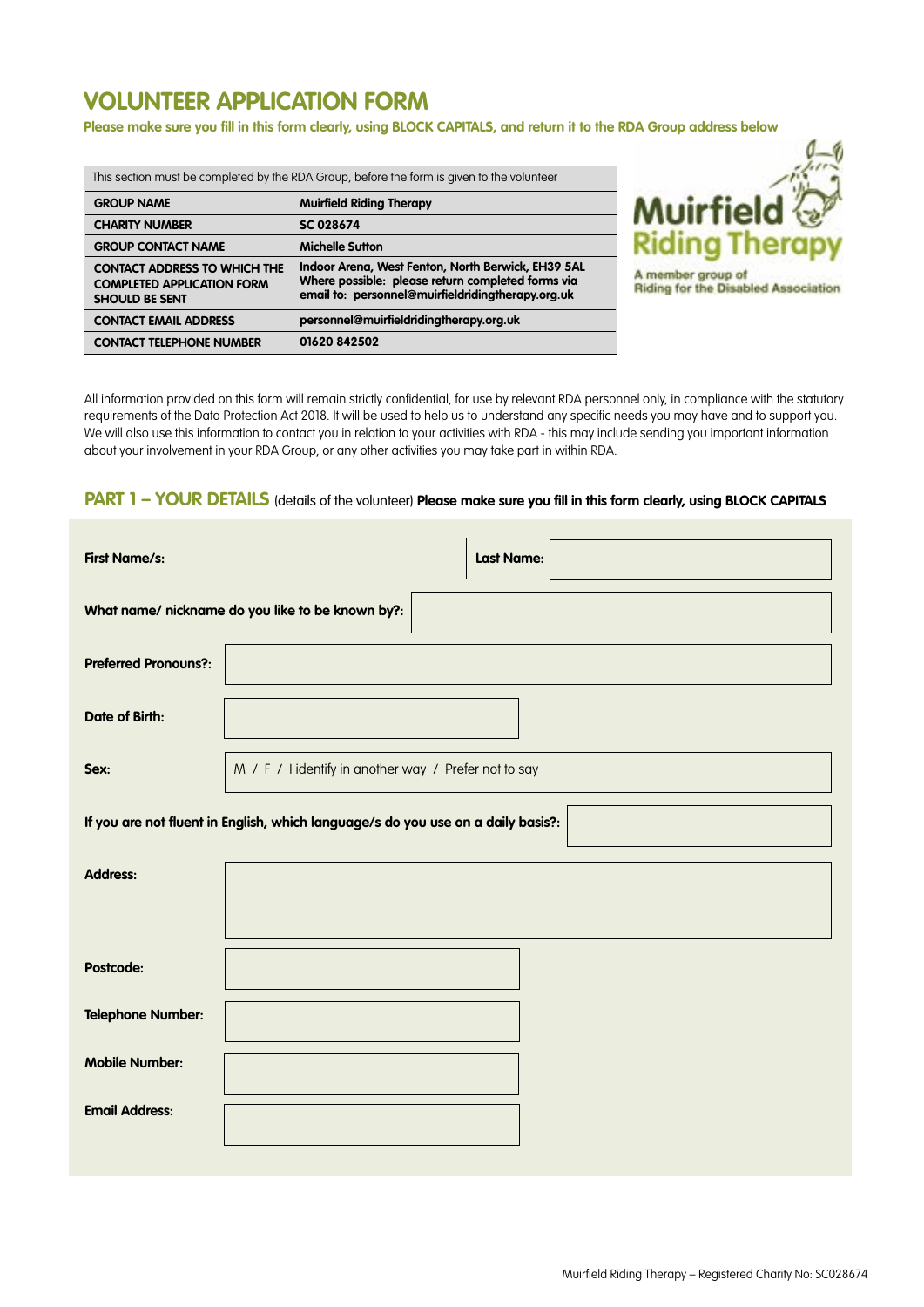# VOLUNTEER APPLICATION FORM

**Please make sure you fill in this form clearly, using BLOCK CAPITALS, and return it to the RDA Group address below**

| This section must be completed by the RDA Group, before the form is given to the volunteer | |
|---|---|
| **GROUP NAME** | **Muirfield Riding Therapy** |
| **CHARITY NUMBER** | **SC 028674** |
| **GROUP CONTACT NAME** | **Michelle Sutton** |
| **CONTACT ADDRESS TO WHICH THE COMPLETED APPLICATION FORM SHOULD BE SENT** | **Indoor Arena, West Fenton, North Berwick, EH39 5AL Where possible: please return completed forms via email to: personnel@muirfieldridingtherapy.org.uk** |
| **CONTACT EMAIL ADDRESS** | **personnel@muirfieldridingtherapy.org.uk** |
| **CONTACT TELEPHONE NUMBER** | **01620 842502** |

Muirfield Riding Therapy

A member group of Riding for the Disabled Association

All information provided on this form will remain strictly confidential, for use by relevant RDA personnel only, in compliance with the statutory requirements of the Data Protection Act 2018. It will be used to help us to understand any specific needs you may have and to support you. We will also use this information to contact you in relation to your activities with RDA - this may include sending you important information about your involvement in your RDA Group, or any other activities you may take part in within RDA.

## PART 1 – YOUR DETAILS (details of the volunteer) **Please make sure you fill in this form clearly, using BLOCK CAPITALS**

**First Name/s:** ______ **Last Name:** ______

**What name/ nickname do you like to be known by?:** ______

**Preferred Pronouns?:** ______

**Date of Birth:** ______

**Sex:** M / F / I identify in another way / Prefer not to say

**If you are not fluent in English, which language/s do you use on a daily basis?:** ______

**Address:** ______

**Postcode:** ______

**Telephone Number:** ______

**Mobile Number:** ______

**Email Address:** ______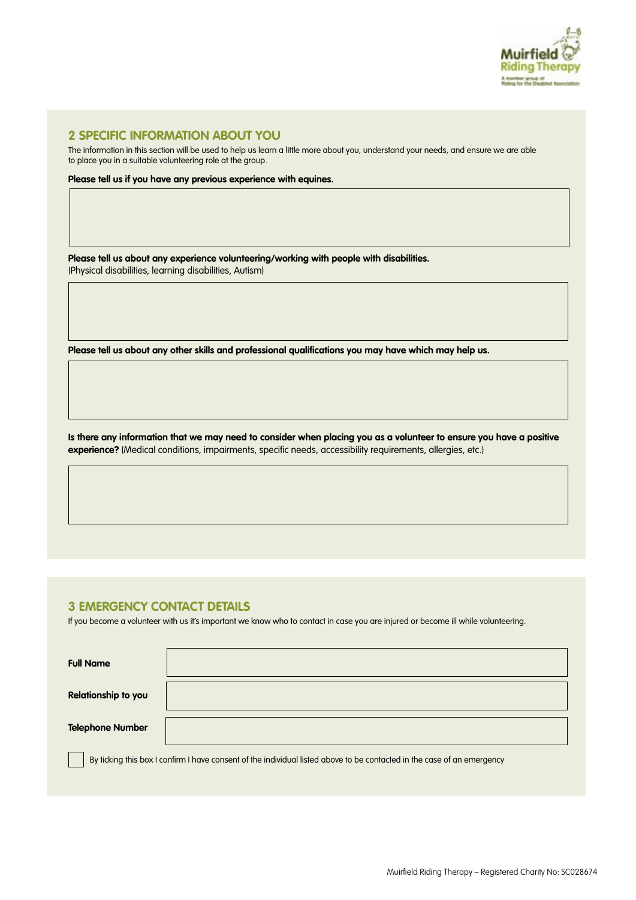## 2 SPECIFIC INFORMATION ABOUT YOU

The information in this section will be used to help us learn a little more about you, understand your needs, and ensure we are able to place you in a suitable volunteering role at the group.

**Please tell us if you have any previous experience with equines.**

**Please tell us about any experience volunteering/working with people with disabilities.**
(Physical disabilities, learning disabilities, Autism)

**Please tell us about any other skills and professional qualifications you may have which may help us.**

**Is there any information that we may need to consider when placing you as a volunteer to ensure you have a positive experience?** (Medical conditions, impairments, specific needs, accessibility requirements, allergies, etc.)

## 3 EMERGENCY CONTACT DETAILS

If you become a volunteer with us it's important we know who to contact in case you are injured or become ill while volunteering.

| | |
|---|---|
| **Full Name** | |
| **Relationship to you** | |
| **Telephone Number** | |

☐ By ticking this box I confirm I have consent of the individual listed above to be contacted in the case of an emergency

Muirfield Riding Therapy – Registered Charity No: SC028674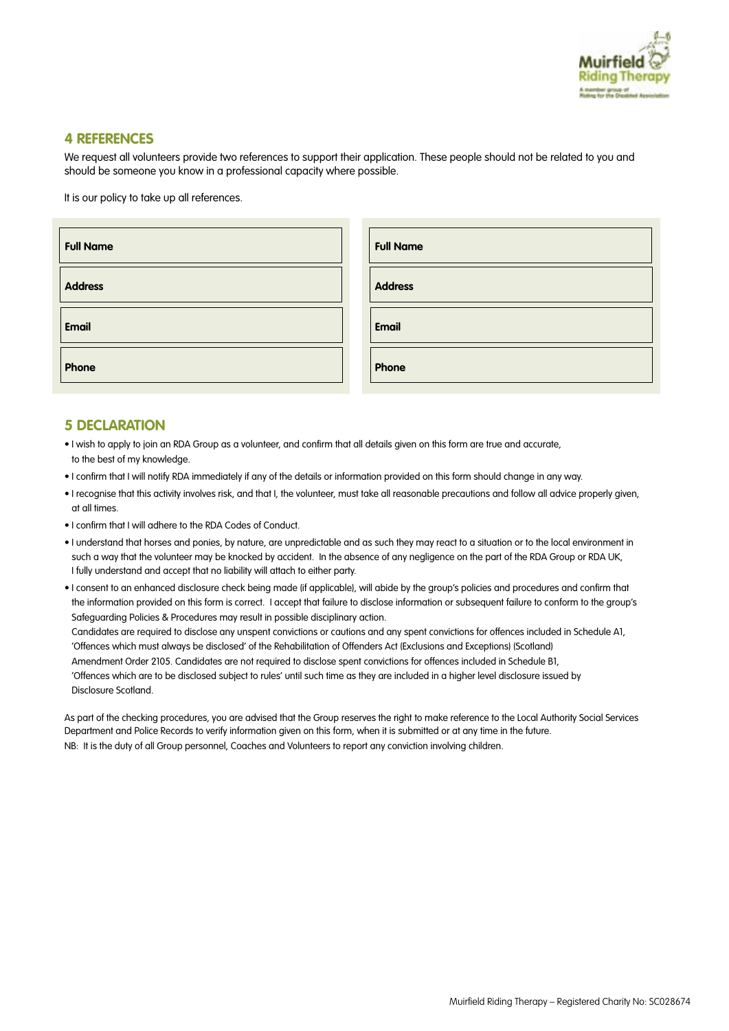## 4 REFERENCES

We request all volunteers provide two references to support their application. These people should not be related to you and should be someone you know in a professional capacity where possible.

It is our policy to take up all references.

| | |
|---|---|
| **Full Name** | **Full Name** |
| **Address** | **Address** |
| **Email** | **Email** |
| **Phone** | **Phone** |

## 5 DECLARATION

- I wish to apply to join an RDA Group as a volunteer, and confirm that all details given on this form are true and accurate, to the best of my knowledge.
- I confirm that I will notify RDA immediately if any of the details or information provided on this form should change in any way.
- I recognise that this activity involves risk, and that I, the volunteer, must take all reasonable precautions and follow all advice properly given, at all times.
- I confirm that I will adhere to the RDA Codes of Conduct.
- I understand that horses and ponies, by nature, are unpredictable and as such they may react to a situation or to the local environment in such a way that the volunteer may be knocked by accident. In the absence of any negligence on the part of the RDA Group or RDA UK, I fully understand and accept that no liability will attach to either party.
- I consent to an enhanced disclosure check being made (if applicable), will abide by the group's policies and procedures and confirm that the information provided on this form is correct. I accept that failure to disclose information or subsequent failure to conform to the group's Safeguarding Policies & Procedures may result in possible disciplinary action.
  Candidates are required to disclose any unspent convictions or cautions and any spent convictions for offences included in Schedule A1, 'Offences which must always be disclosed' of the Rehabilitation of Offenders Act (Exclusions and Exceptions) (Scotland) Amendment Order 2105. Candidates are not required to disclose spent convictions for offences included in Schedule B1, 'Offences which are to be disclosed subject to rules' until such time as they are included in a higher level disclosure issued by Disclosure Scotland.

As part of the checking procedures, you are advised that the Group reserves the right to make reference to the Local Authority Social Services Department and Police Records to verify information given on this form, when it is submitted or at any time in the future.
NB: It is the duty of all Group personnel, Coaches and Volunteers to report any conviction involving children.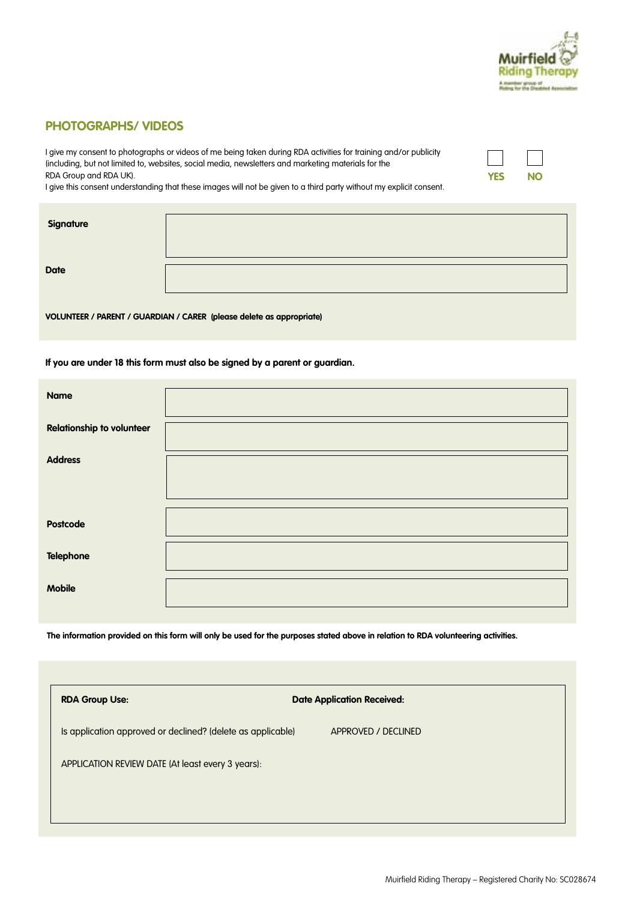Muirfield Riding Therapy
A member group of Riding for the Disabled Association

## PHOTOGRAPHS/ VIDEOS

I give my consent to photographs or videos of me being taken during RDA activities for training and/or publicity (including, but not limited to, websites, social media, newsletters and marketing materials for the RDA Group and RDA UK).
I give this consent understanding that these images will not be given to a third party without my explicit consent.

☐ **YES** ☐ **NO**

| | |
|---|---|
| **Signature** | |
| **Date** | |

**VOLUNTEER / PARENT / GUARDIAN / CARER (please delete as appropriate)**

**If you are under 18 this form must also be signed by a parent or guardian.**

| | |
|---|---|
| **Name** | |
| **Relationship to volunteer** | |
| **Address** | |
| **Postcode** | |
| **Telephone** | |
| **Mobile** | |

**The information provided on this form will only be used for the purposes stated above in relation to RDA volunteering activities.**

**RDA Group Use:** **Date Application Received:**

Is application approved or declined? (delete as applicable) APPROVED / DECLINED

APPLICATION REVIEW DATE (At least every 3 years):

Muirfield Riding Therapy – Registered Charity No: SC028674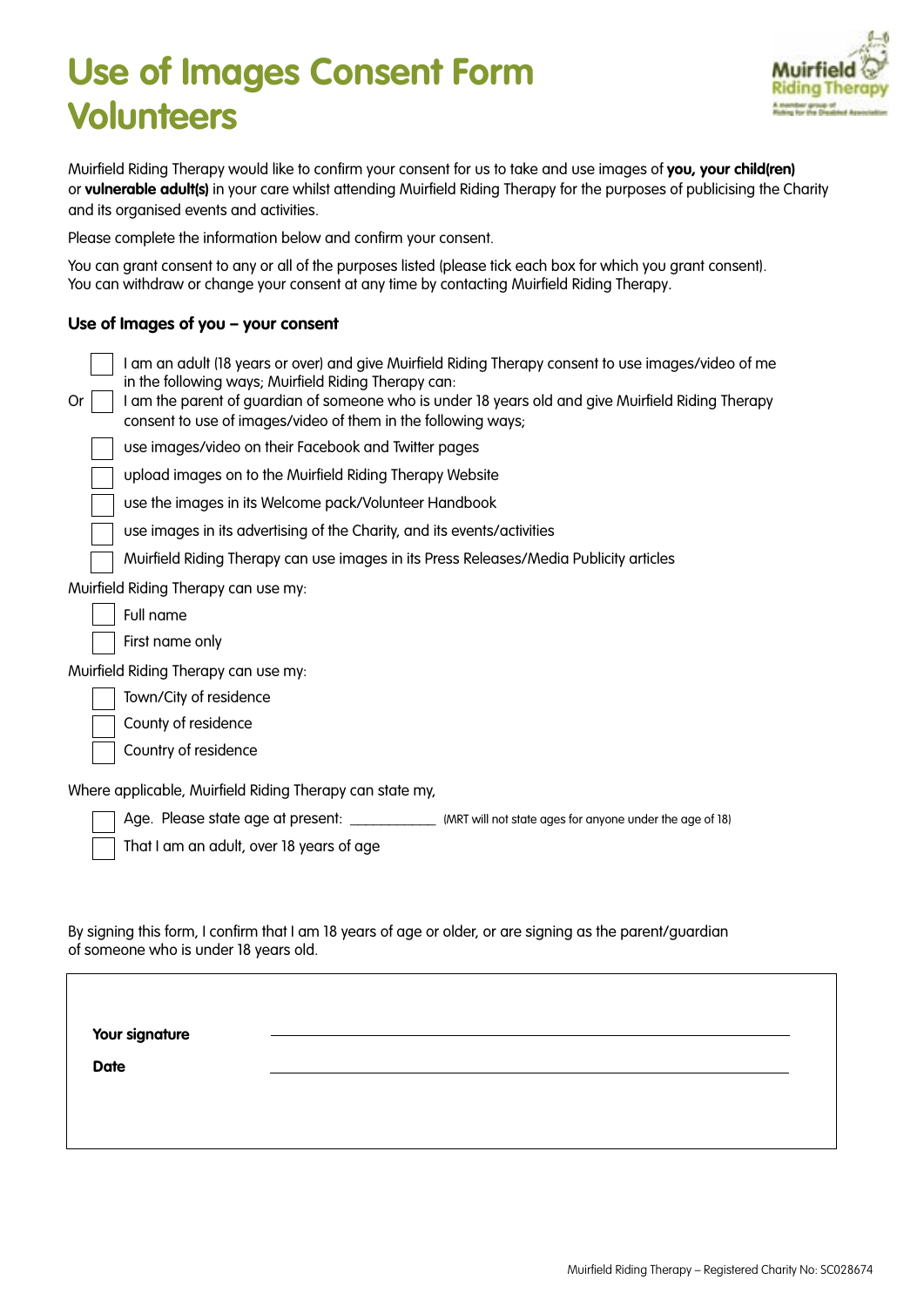# Use of Images Consent Form Volunteers

Muirfield Riding Therapy would like to confirm your consent for us to take and use images of **you, your child(ren)** or **vulnerable adult(s)** in your care whilst attending Muirfield Riding Therapy for the purposes of publicising the Charity and its organised events and activities.

Please complete the information below and confirm your consent.

You can grant consent to any or all of the purposes listed (please tick each box for which you grant consent). You can withdraw or change your consent at any time by contacting Muirfield Riding Therapy.

### Use of Images of you – your consent

☐ I am an adult (18 years or over) and give Muirfield Riding Therapy consent to use images/video of me in the following ways; Muirfield Riding Therapy can:

Or ☐ I am the parent of guardian of someone who is under 18 years old and give Muirfield Riding Therapy consent to use of images/video of them in the following ways;

☐ use images/video on their Facebook and Twitter pages

☐ upload images on to the Muirfield Riding Therapy Website

☐ use the images in its Welcome pack/Volunteer Handbook

☐ use images in its advertising of the Charity, and its events/activities

☐ Muirfield Riding Therapy can use images in its Press Releases/Media Publicity articles

Muirfield Riding Therapy can use my:

☐ Full name

☐ First name only

Muirfield Riding Therapy can use my:

☐ Town/City of residence

☐ County of residence

☐ Country of residence

Where applicable, Muirfield Riding Therapy can state my,

☐ Age. Please state age at present: ___________ (MRT will not state ages for anyone under the age of 18)

☐ That I am an adult, over 18 years of age

By signing this form, I confirm that I am 18 years of age or older, or are signing as the parent/guardian of someone who is under 18 years old.

**Your signature** ______________________________

**Date** ______________________________

Muirfield Riding Therapy – Registered Charity No: SC028674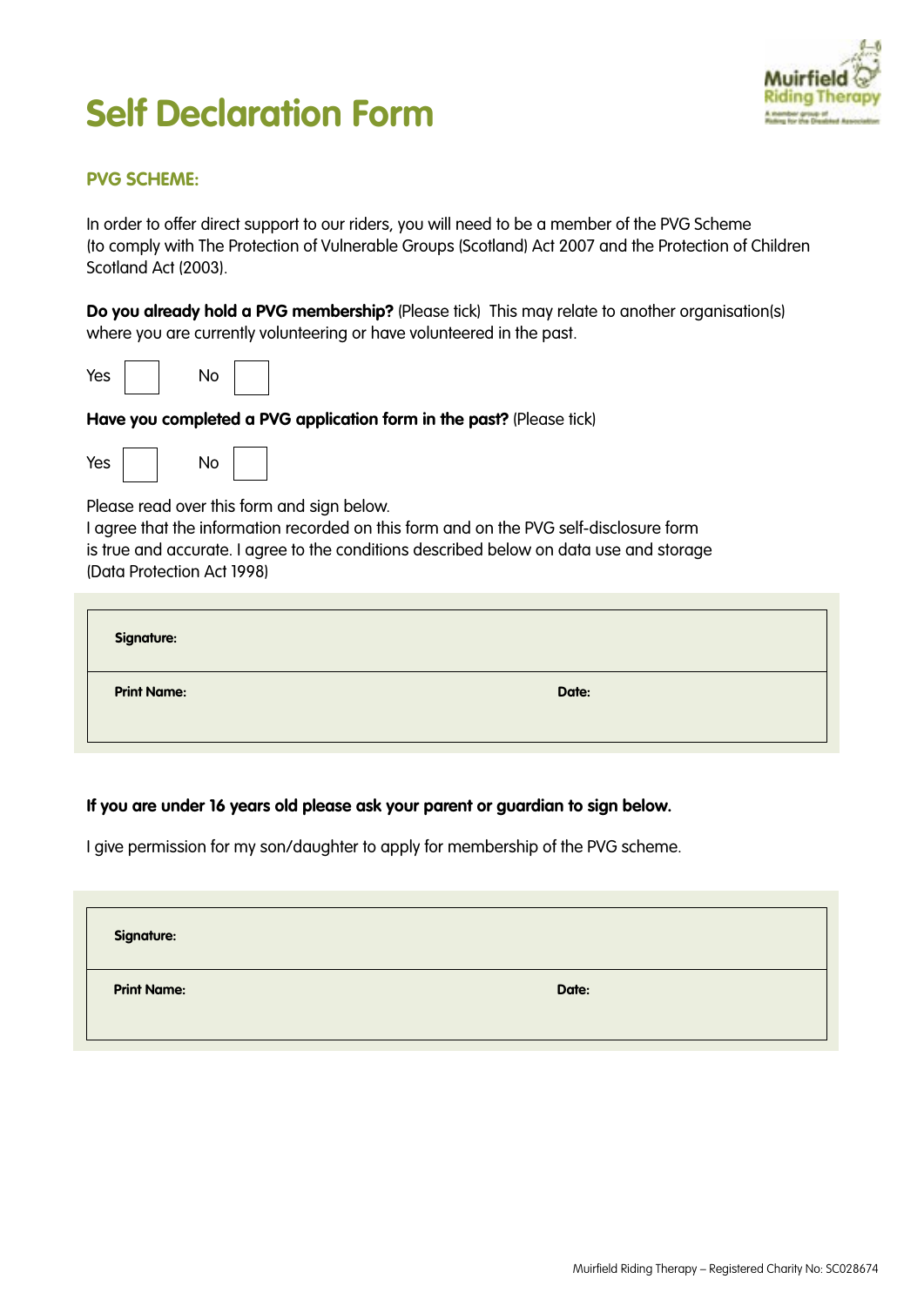# Self Declaration Form

### PVG SCHEME:

In order to offer direct support to our riders, you will need to be a member of the PVG Scheme (to comply with The Protection of Vulnerable Groups (Scotland) Act 2007 and the Protection of Children Scotland Act (2003).

**Do you already hold a PVG membership?** (Please tick) This may relate to another organisation(s) where you are currently volunteering or have volunteered in the past.

Yes ☐ No ☐

**Have you completed a PVG application form in the past?** (Please tick)

Yes ☐ No ☐

Please read over this form and sign below.
I agree that the information recorded on this form and on the PVG self-disclosure form is true and accurate. I agree to the conditions described below on data use and storage (Data Protection Act 1998)

| **Signature:** | |
|---|---|
| **Print Name:** | **Date:** |

**If you are under 16 years old please ask your parent or guardian to sign below.**

I give permission for my son/daughter to apply for membership of the PVG scheme.

| **Signature:** | |
|---|---|
| **Print Name:** | **Date:** |

Muirfield Riding Therapy – Registered Charity No: SC028674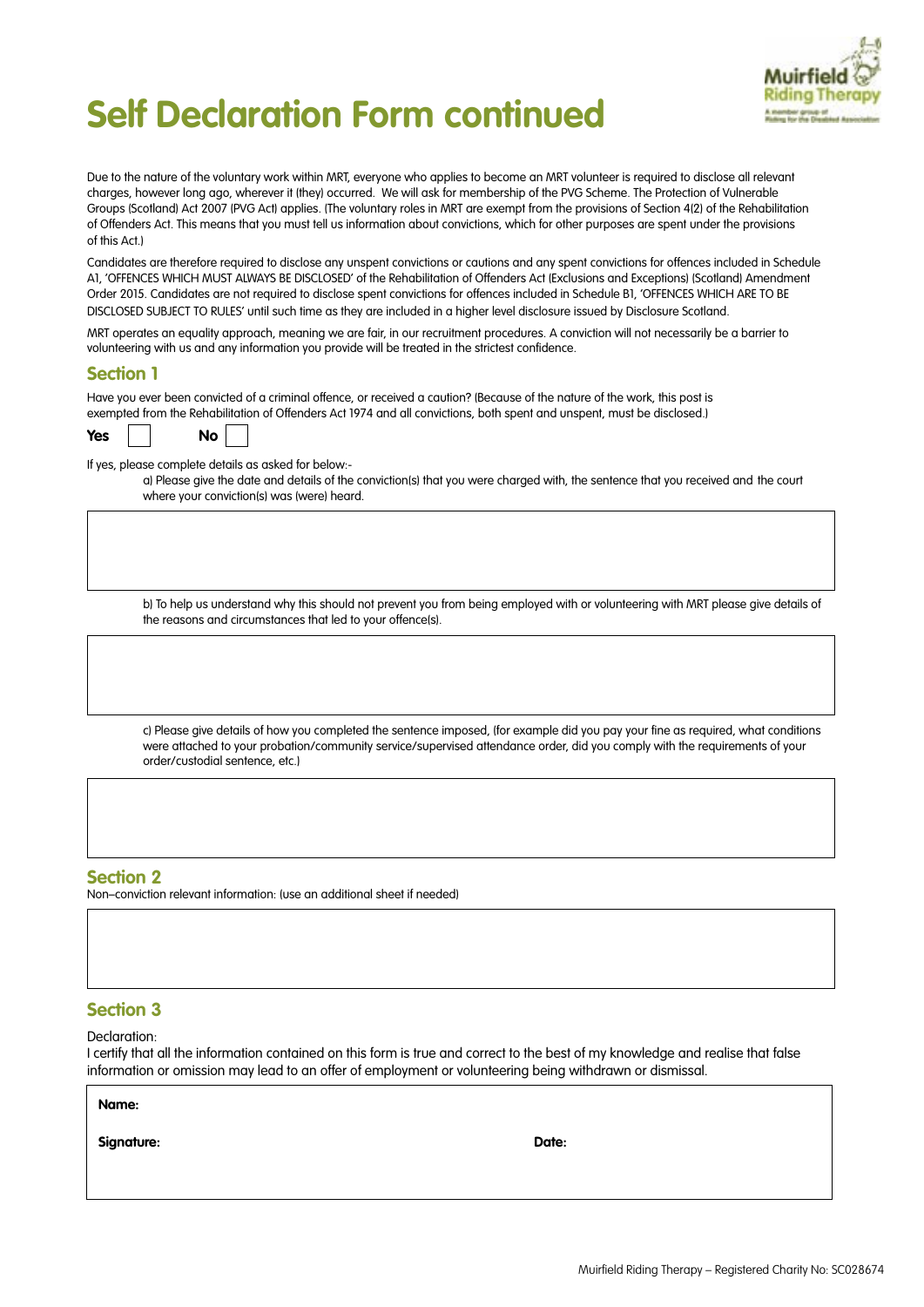# Self Declaration Form continued

Due to the nature of the voluntary work within MRT, everyone who applies to become an MRT volunteer is required to disclose all relevant charges, however long ago, wherever it (they) occurred. We will ask for membership of the PVG Scheme. The Protection of Vulnerable Groups (Scotland) Act 2007 (PVG Act) applies. (The voluntary roles in MRT are exempt from the provisions of Section 4(2) of the Rehabilitation of Offenders Act. This means that you must tell us information about convictions, which for other purposes are spent under the provisions of this Act.)

Candidates are therefore required to disclose any unspent convictions or cautions and any spent convictions for offences included in Schedule A1, 'OFFENCES WHICH MUST ALWAYS BE DISCLOSED' of the Rehabilitation of Offenders Act (Exclusions and Exceptions) (Scotland) Amendment Order 2015. Candidates are not required to disclose spent convictions for offences included in Schedule B1, 'OFFENCES WHICH ARE TO BE DISCLOSED SUBJECT TO RULES' until such time as they are included in a higher level disclosure issued by Disclosure Scotland.

MRT operates an equality approach, meaning we are fair, in our recruitment procedures. A conviction will not necessarily be a barrier to volunteering with us and any information you provide will be treated in the strictest confidence.

## Section 1

Have you ever been convicted of a criminal offence, or received a caution? (Because of the nature of the work, this post is exempted from the Rehabilitation of Offenders Act 1974 and all convictions, both spent and unspent, must be disclosed.)

**Yes** ☐ **No** ☐

If yes, please complete details as asked for below:-

a) Please give the date and details of the conviction(s) that you were charged with, the sentence that you received and the court where your conviction(s) was (were) heard.

b) To help us understand why this should not prevent you from being employed with or volunteering with MRT please give details of the reasons and circumstances that led to your offence(s).

c) Please give details of how you completed the sentence imposed, (for example did you pay your fine as required, what conditions were attached to your probation/community service/supervised attendance order, did you comply with the requirements of your order/custodial sentence, etc.)

## Section 2

Non–conviction relevant information: (use an additional sheet if needed)

## Section 3

Declaration:

I certify that all the information contained on this form is true and correct to the best of my knowledge and realise that false information or omission may lead to an offer of employment or volunteering being withdrawn or dismissal.

**Name:**

**Signature:** **Date:**

Muirfield Riding Therapy – Registered Charity No: SC028674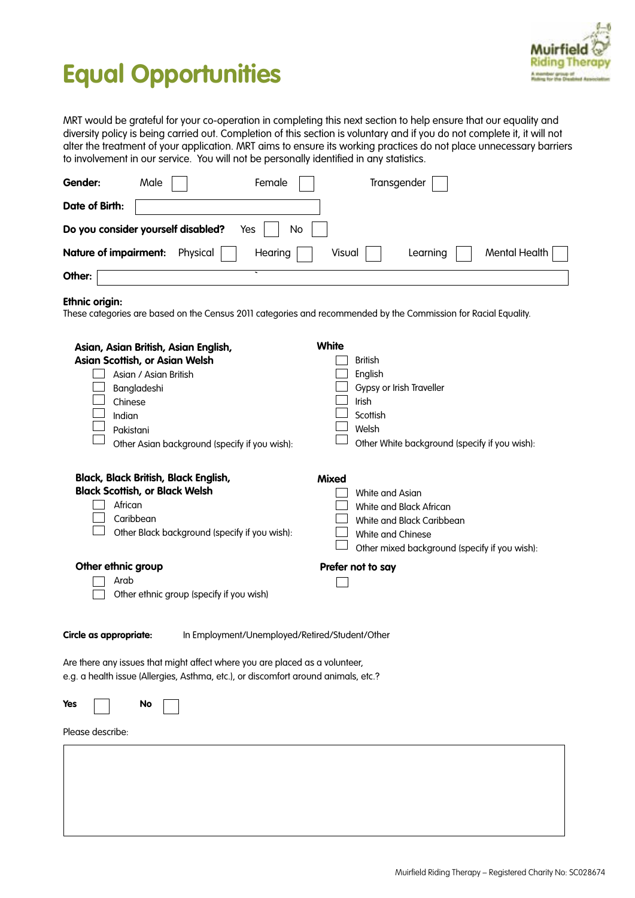# Equal Opportunities

MRT would be grateful for your co-operation in completing this next section to help ensure that our equality and diversity policy is being carried out. Completion of this section is voluntary and if you do not complete it, it will not alter the treatment of your application. MRT aims to ensure its working practices do not place unnecessary barriers to involvement in our service. You will not be personally identified in any statistics.

**Gender:** Male ☐ Female ☐ Transgender ☐

**Date of Birth:**

**Do you consider yourself disabled?** Yes ☐ No ☐

**Nature of impairment:** Physical ☐ Hearing ☐ Visual ☐ Learning ☐ Mental Health ☐

**Other:**

**Ethnic origin:**
These categories are based on the Census 2011 categories and recommended by the Commission for Racial Equality.

**Asian, Asian British, Asian English, Asian Scottish, or Asian Welsh**

- ☐ Asian / Asian British
- ☐ Bangladeshi
- ☐ Chinese
- ☐ Indian
- ☐ Pakistani
- ☐ Other Asian background (specify if you wish):

**White**

- ☐ British
- ☐ English
- ☐ Gypsy or Irish Traveller
- ☐ Irish
- ☐ Scottish
- ☐ Welsh
- ☐ Other White background (specify if you wish):

**Black, Black British, Black English, Black Scottish, or Black Welsh**

- ☐ African
- ☐ Caribbean
- ☐ Other Black background (specify if you wish):

**Mixed**

- ☐ White and Asian
- ☐ White and Black African
- ☐ White and Black Caribbean
- ☐ White and Chinese
- ☐ Other mixed background (specify if you wish):

**Other ethnic group**

- ☐ Arab
- ☐ Other ethnic group (specify if you wish)

**Prefer not to say**

- ☐

**Circle as appropriate:** In Employment/Unemployed/Retired/Student/Other

Are there any issues that might affect where you are placed as a volunteer,
e.g. a health issue (Allergies, Asthma, etc.), or discomfort around animals, etc.?

**Yes** ☐ **No** ☐

Please describe:

Muirfield Riding Therapy – Registered Charity No: SC028674